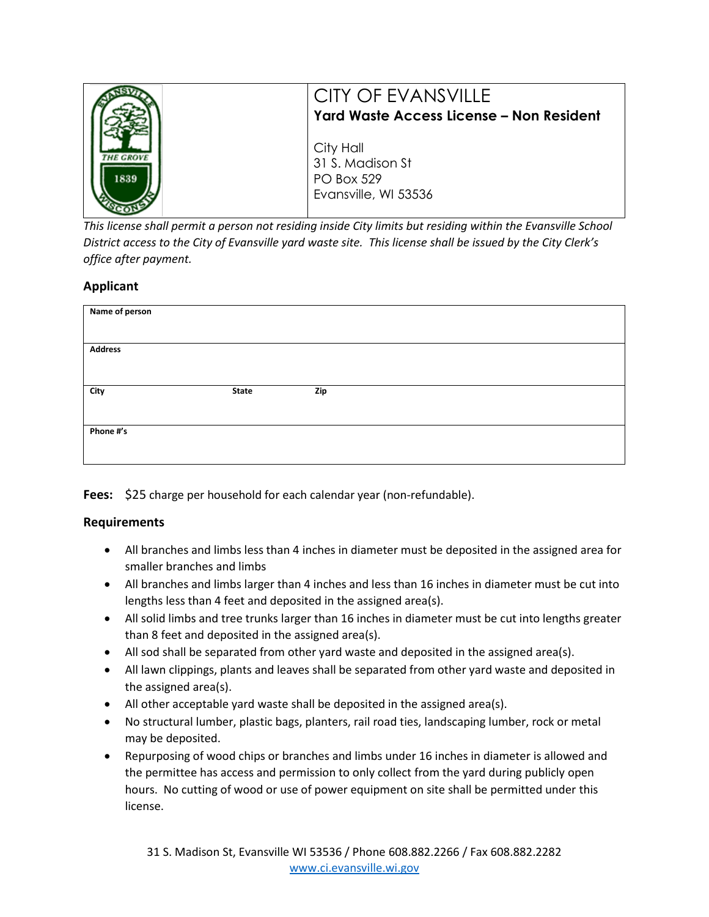# CITY OF EVANSVILLE

## Yard Waste Access License – Non Resident

City Hall
31 S. Madison St
PO Box 529
Evansville, WI 53536

*This license shall permit a person not residing inside City limits but residing within the Evansville School District access to the City of Evansville yard waste site. This license shall be issued by the City Clerk's office after payment.*

### Applicant

| Name of person | | |
|---|---|---|
| **Address** | | |
| **City** | **State** | **Zip** |
| **Phone #'s** | | |

**Fees:** $25 charge per household for each calendar year (non-refundable).

### Requirements

- All branches and limbs less than 4 inches in diameter must be deposited in the assigned area for smaller branches and limbs
- All branches and limbs larger than 4 inches and less than 16 inches in diameter must be cut into lengths less than 4 feet and deposited in the assigned area(s).
- All solid limbs and tree trunks larger than 16 inches in diameter must be cut into lengths greater than 8 feet and deposited in the assigned area(s).
- All sod shall be separated from other yard waste and deposited in the assigned area(s).
- All lawn clippings, plants and leaves shall be separated from other yard waste and deposited in the assigned area(s).
- All other acceptable yard waste shall be deposited in the assigned area(s).
- No structural lumber, plastic bags, planters, rail road ties, landscaping lumber, rock or metal may be deposited.
- Repurposing of wood chips or branches and limbs under 16 inches in diameter is allowed and the permittee has access and permission to only collect from the yard during publicly open hours. No cutting of wood or use of power equipment on site shall be permitted under this license.

31 S. Madison St, Evansville WI 53536 / Phone 608.882.2266 / Fax 608.882.2282
www.ci.evansville.wi.gov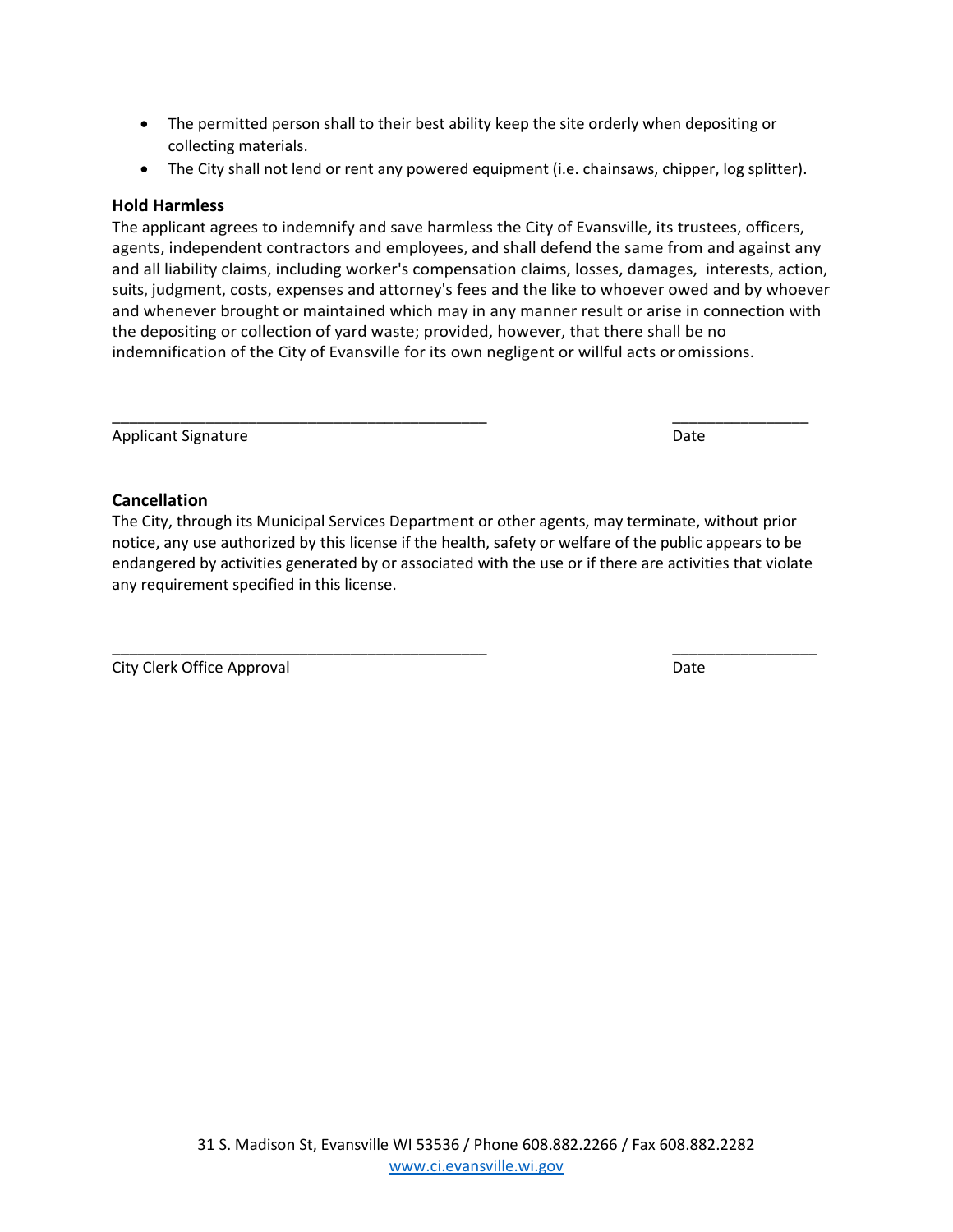- The permitted person shall to their best ability keep the site orderly when depositing or collecting materials.
- The City shall not lend or rent any powered equipment (i.e. chainsaws, chipper, log splitter).

### Hold Harmless

The applicant agrees to indemnify and save harmless the City of Evansville, its trustees, officers, agents, independent contractors and employees, and shall defend the same from and against any and all liability claims, including worker's compensation claims, losses, damages, interests, action, suits, judgment, costs, expenses and attorney's fees and the like to whoever owed and by whoever and whenever brought or maintained which may in any manner result or arise in connection with the depositing or collection of yard waste; provided, however, that there shall be no indemnification of the City of Evansville for its own negligent or willful acts or omissions.

_____________________________________________ ________________

Applicant Signature Date

### Cancellation

The City, through its Municipal Services Department or other agents, may terminate, without prior notice, any use authorized by this license if the health, safety or welfare of the public appears to be endangered by activities generated by or associated with the use or if there are activities that violate any requirement specified in this license.

_____________________________________________ _________________

City Clerk Office Approval Date

31 S. Madison St, Evansville WI 53536 / Phone 608.882.2266 / Fax 608.882.2282
www.ci.evansville.wi.gov